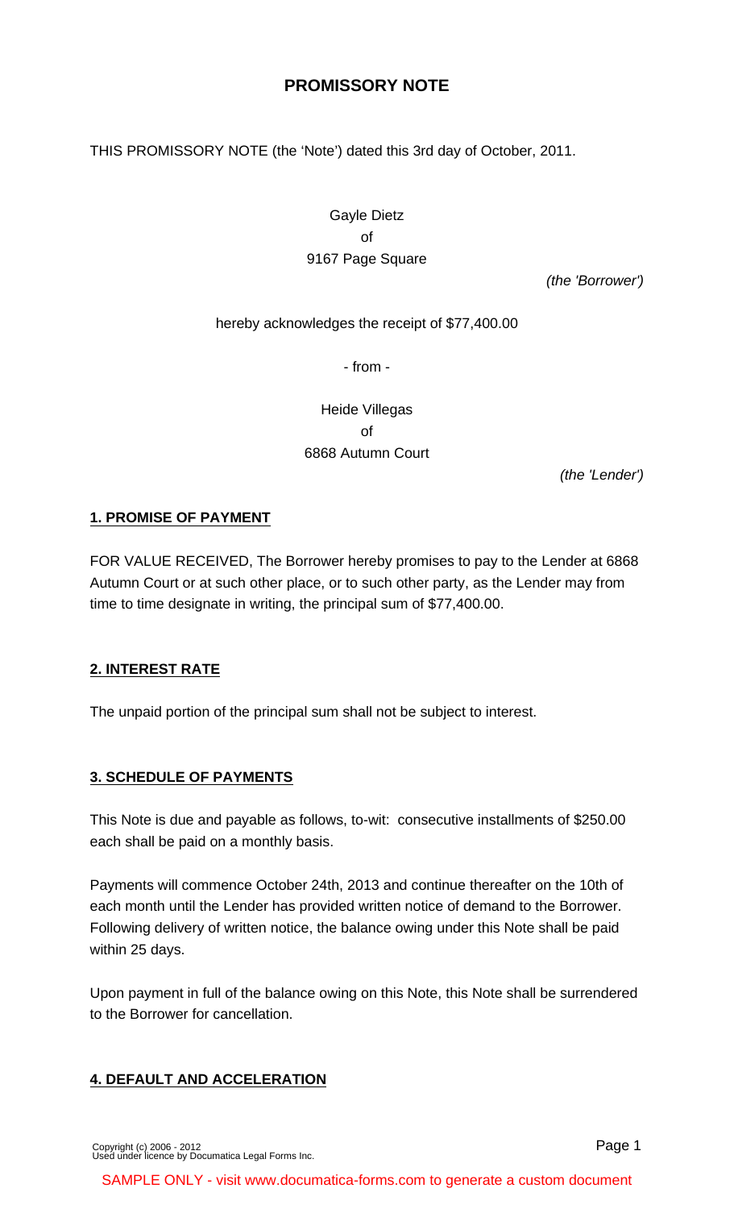# PROMISSORY NOTE

THIS PROMISSORY NOTE (the 'Note') dated this 3rd day of October, 2011.

Gayle Dietz
of
9167 Page Square

*(the 'Borrower')*

hereby acknowledges the receipt of $77,400.00

- from -

Heide Villegas
of
6868 Autumn Court

*(the 'Lender')*

## 1. PROMISE OF PAYMENT

FOR VALUE RECEIVED, The Borrower hereby promises to pay to the Lender at 6868 Autumn Court or at such other place, or to such other party, as the Lender may from time to time designate in writing, the principal sum of $77,400.00.

## 2. INTEREST RATE

The unpaid portion of the principal sum shall not be subject to interest.

## 3. SCHEDULE OF PAYMENTS

This Note is due and payable as follows, to-wit: consecutive installments of $250.00 each shall be paid on a monthly basis.

Payments will commence October 24th, 2013 and continue thereafter on the 10th of each month until the Lender has provided written notice of demand to the Borrower. Following delivery of written notice, the balance owing under this Note shall be paid within 25 days.

Upon payment in full of the balance owing on this Note, this Note shall be surrendered to the Borrower for cancellation.

## 4. DEFAULT AND ACCELERATION

Copyright (c) 2006 - 2012
Used under licence by Documatica Legal Forms Inc.

SAMPLE ONLY - visit www.documatica-forms.com to generate a custom document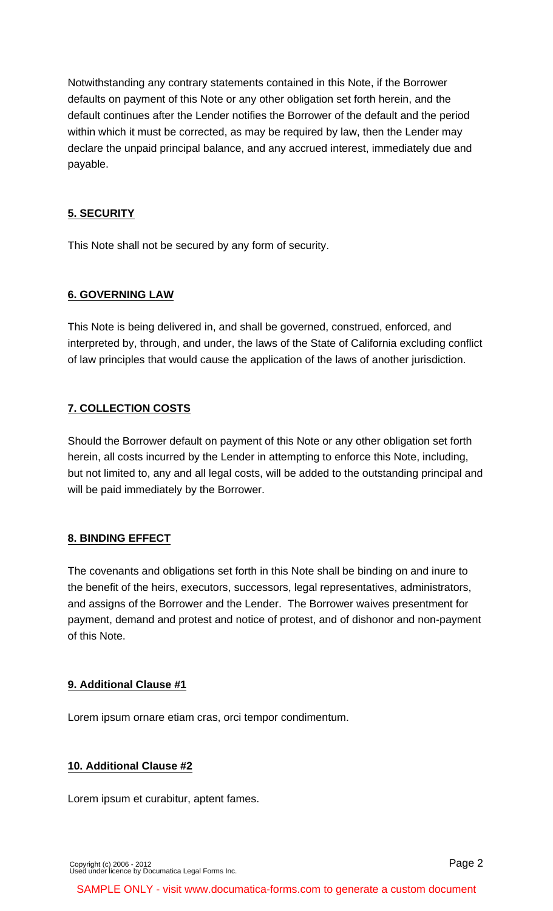Notwithstanding any contrary statements contained in this Note, if the Borrower defaults on payment of this Note or any other obligation set forth herein, and the default continues after the Lender notifies the Borrower of the default and the period within which it must be corrected, as may be required by law, then the Lender may declare the unpaid principal balance, and any accrued interest, immediately due and payable.

## 5. SECURITY

This Note shall not be secured by any form of security.

## 6. GOVERNING LAW

This Note is being delivered in, and shall be governed, construed, enforced, and interpreted by, through, and under, the laws of the State of California excluding conflict of law principles that would cause the application of the laws of another jurisdiction.

## 7. COLLECTION COSTS

Should the Borrower default on payment of this Note or any other obligation set forth herein, all costs incurred by the Lender in attempting to enforce this Note, including, but not limited to, any and all legal costs, will be added to the outstanding principal and will be paid immediately by the Borrower.

## 8. BINDING EFFECT

The covenants and obligations set forth in this Note shall be binding on and inure to the benefit of the heirs, executors, successors, legal representatives, administrators, and assigns of the Borrower and the Lender. The Borrower waives presentment for payment, demand and protest and notice of protest, and of dishonor and non-payment of this Note.

## 9. Additional Clause #1

Lorem ipsum ornare etiam cras, orci tempor condimentum.

## 10. Additional Clause #2

Lorem ipsum et curabitur, aptent fames.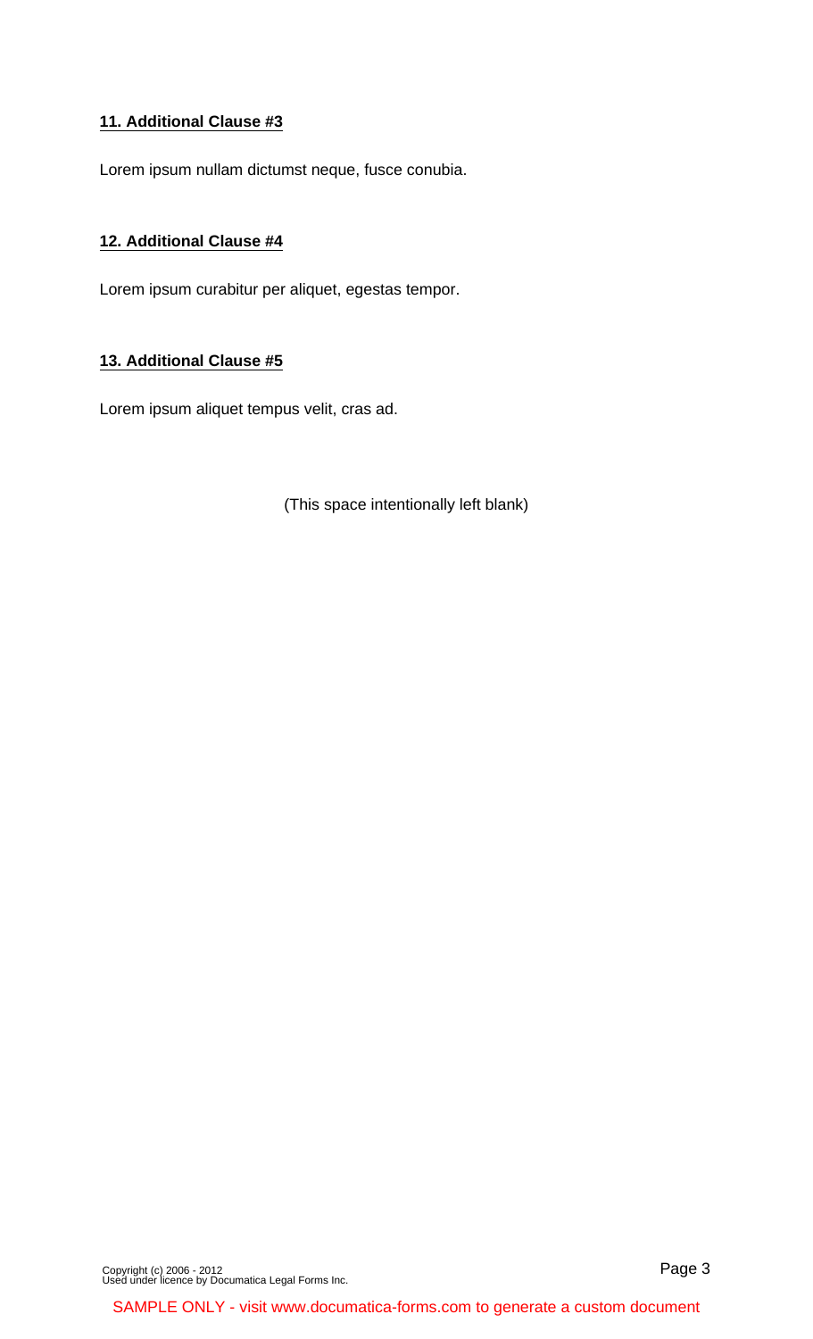**11. Additional Clause #3**

Lorem ipsum nullam dictumst neque, fusce conubia.

**12. Additional Clause #4**

Lorem ipsum curabitur per aliquet, egestas tempor.

**13. Additional Clause #5**

Lorem ipsum aliquet tempus velit, cras ad.

(This space intentionally left blank)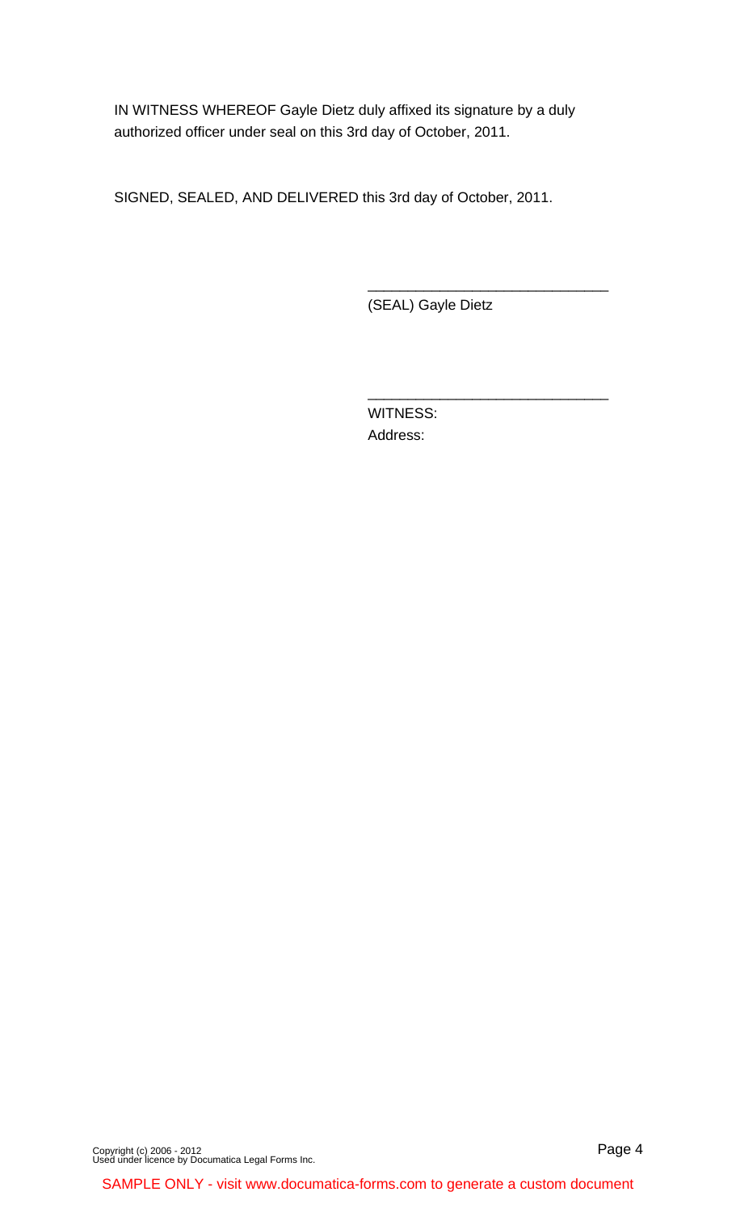IN WITNESS WHEREOF Gayle Dietz duly affixed its signature by a duly authorized officer under seal on this 3rd day of October, 2011.

SIGNED, SEALED, AND DELIVERED this 3rd day of October, 2011.

\_\_\_\_\_\_\_\_\_\_\_\_\_\_\_\_\_\_\_\_\_\_\_\_\_\_\_\_\_\_

(SEAL) Gayle Dietz

\_\_\_\_\_\_\_\_\_\_\_\_\_\_\_\_\_\_\_\_\_\_\_\_\_\_\_\_\_\_

WITNESS:

Address:

Copyright (c) 2006 - 2012
Used under licence by Documatica Legal Forms Inc.

SAMPLE ONLY - visit www.documatica-forms.com to generate a custom document